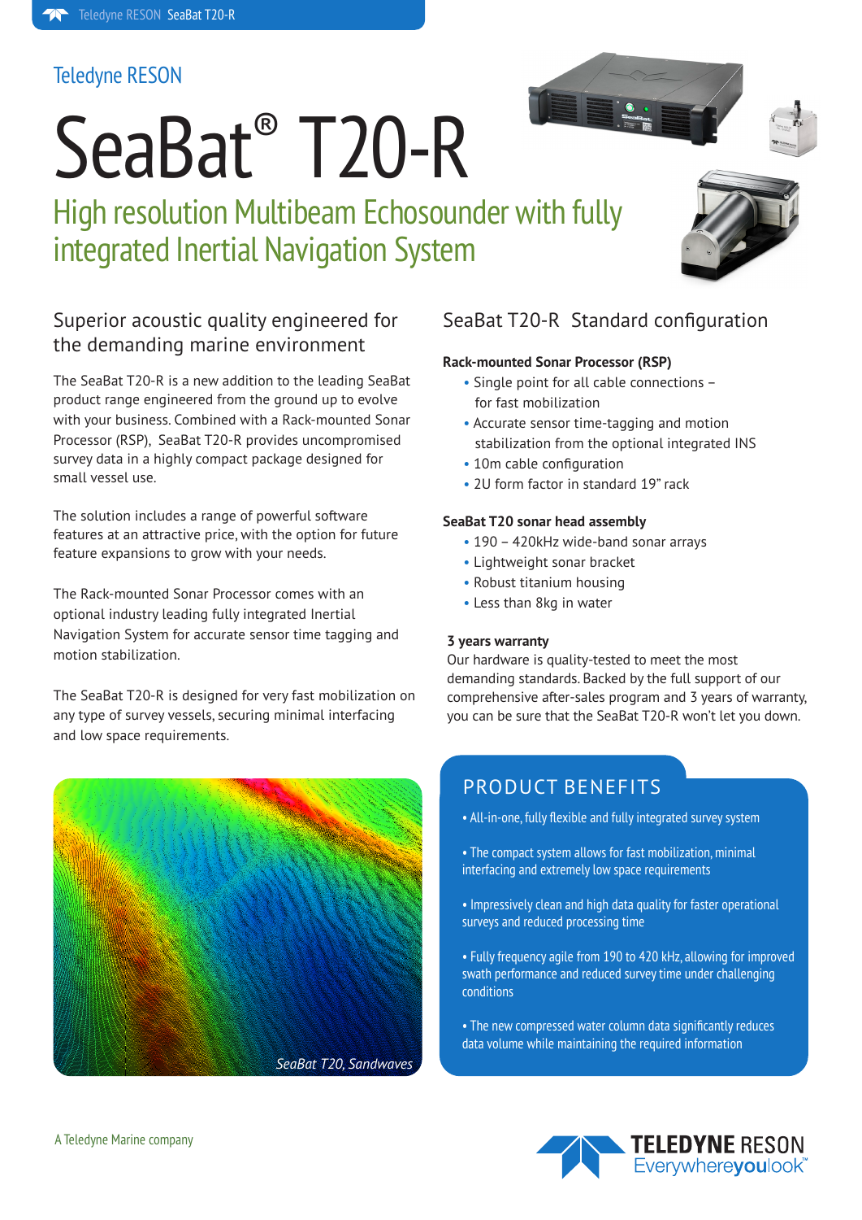Teledyne RESON

# SeaBat® T20-R

## High resolution Multibeam Echosounder with fully integrated Inertial Navigation System

### Superior acoustic quality engineered for the demanding marine environment

The SeaBat T20-R is a new addition to the leading SeaBat product range engineered from the ground up to evolve with your business. Combined with a Rack-mounted Sonar Processor (RSP), SeaBat T20-R provides uncompromised survey data in a highly compact package designed for small vessel use.

The solution includes a range of powerful software features at an attractive price, with the option for future feature expansions to grow with your needs.

The Rack-mounted Sonar Processor comes with an optional industry leading fully integrated Inertial Navigation System for accurate sensor time tagging and motion stabilization.

The SeaBat T20-R is designed for very fast mobilization on any type of survey vessels, securing minimal interfacing and low space requirements.

### SeaBat T20-R Standard configuration

**Rack-mounted Sonar Processor (RSP)**

- Single point for all cable connections – for fast mobilization
- Accurate sensor time-tagging and motion stabilization from the optional integrated INS
- 10m cable configuration
- 2U form factor in standard 19" rack

**SeaBat T20 sonar head assembly**

- 190 – 420kHz wide-band sonar arrays
- Lightweight sonar bracket
- Robust titanium housing
- Less than 8kg in water

**3 years warranty**

Our hardware is quality-tested to meet the most demanding standards. Backed by the full support of our comprehensive after-sales program and 3 years of warranty, you can be sure that the SeaBat T20-R won't let you down.

*SeaBat T20, Sandwaves*

### PRODUCT BENEFITS

- All-in-one, fully flexible and fully integrated survey system
- The compact system allows for fast mobilization, minimal interfacing and extremely low space requirements
- Impressively clean and high data quality for faster operational surveys and reduced processing time
- Fully frequency agile from 190 to 420 kHz, allowing for improved swath performance and reduced survey time under challenging conditions
- The new compressed water column data significantly reduces data volume while maintaining the required information

A Teledyne Marine company

TELEDYNE RESON
Everywhereyoulook™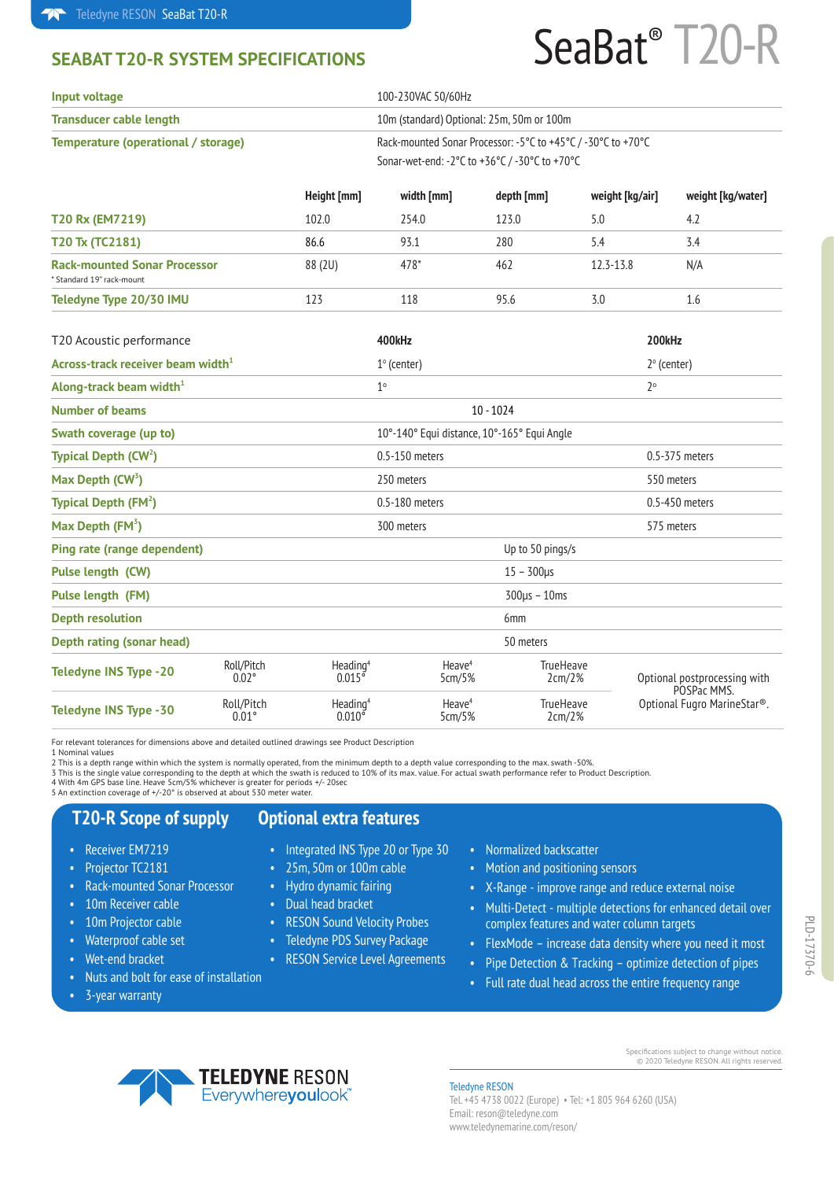# SeaBat® T20-R

## SEABAT T20-R SYSTEM SPECIFICATIONS

| | |
|---|---|
| **Input voltage** | 100-230VAC 50/60Hz |
| **Transducer cable length** | 10m (standard) Optional: 25m, 50m or 100m |
| **Temperature (operational / storage)** | Rack-mounted Sonar Processor: -5°C to +45°C / -30°C to +70°C<br>Sonar-wet-end: -2°C to +36°C / -30°C to +70°C |

| | Height [mm] | width [mm] | depth [mm] | weight [kg/air] | weight [kg/water] |
|---|---|---|---|---|---|
| **T20 Rx (EM7219)** | 102.0 | 254.0 | 123.0 | 5.0 | 4.2 |
| **T20 Tx (TC2181)** | 86.6 | 93.1 | 280 | 5.4 | 3.4 |
| **Rack-mounted Sonar Processor** * Standard 19" rack-mount | 88 (2U) | 478* | 462 | 12.3-13.8 | N/A |
| **Teledyne Type 20/30 IMU** | 123 | 118 | 95.6 | 3.0 | 1.6 |

| T20 Acoustic performance | 400kHz | 200kHz |
|---|---|---|
| **Across-track receiver beam width**[1] | 1° (center) | 2° (center) |
| **Along-track beam width**[1] | 1° | 2° |
| **Number of beams** | 10 - 1024 | |
| **Swath coverage (up to)** | 10°-140° Equi distance, 10°-165° Equi Angle | |
| **Typical Depth (CW**[2]**)** | 0.5-150 meters | 0.5-375 meters |
| **Max Depth (CW**[3]**)** | 250 meters | 550 meters |
| **Typical Depth (FM**[2]**)** | 0.5-180 meters | 0.5-450 meters |
| **Max Depth (FM**[3]**)** | 300 meters | 575 meters |
| **Ping rate (range dependent)** | Up to 50 pings/s | |
| **Pulse length (CW)** | 15 – 300µs | |
| **Pulse length (FM)** | 300µs – 10ms | |
| **Depth resolution** | 6mm | |
| **Depth rating (sonar head)** | 50 meters | |

| | Roll/Pitch | Heading[4] | Heave[4] | TrueHeave | |
|---|---|---|---|---|---|
| **Teledyne INS Type -20** | 0.02° | 0.015° | 5cm/5% | 2cm/2% | Optional postprocessing with POSPac MMS. Optional Fugro MarineStar®. |
| **Teledyne INS Type -30** | 0.01° | 0.010° | 5cm/5% | 2cm/2% | |

For relevant tolerances for dimensions above and detailed outlined drawings see Product Description
1 Nominal values
2 This is a depth range within which the system is normally operated, from the minimum depth to a depth value corresponding to the max. swath -50%.
3 This is the single value corresponding to the depth at which the swath is reduced to 10% of its max. value. For actual swath performance refer to Product Description.
4 With 4m GPS base line. Heave 5cm/5% whichever is greater for periods +/- 20sec
5 An extinction coverage of +/-20° is observed at about 530 meter water.

## T20-R Scope of supply

- Receiver EM7219
- Projector TC2181
- Rack-mounted Sonar Processor
- 10m Receiver cable
- 10m Projector cable
- Waterproof cable set
- Wet-end bracket
- Nuts and bolt for ease of installation
- 3-year warranty

## Optional extra features

- Integrated INS Type 20 or Type 30
- 25m, 50m or 100m cable
- Hydro dynamic fairing
- Dual head bracket
- RESON Sound Velocity Probes
- Teledyne PDS Survey Package
- RESON Service Level Agreements
- Normalized backscatter
- Motion and positioning sensors
- X-Range - improve range and reduce external noise
- Multi-Detect - multiple detections for enhanced detail over complex features and water column targets
- FlexMode – increase data density where you need it most
- Pipe Detection & Tracking – optimize detection of pipes
- Full rate dual head across the entire frequency range

PLD-17370-6

TELEDYNE RESON
Everywhereyoulook™

Specifications subject to change without notice.
© 2020 Teledyne RESON. All rights reserved.

Teledyne RESON
Tel. +45 4738 0022 (Europe) • Tel: +1 805 964 6260 (USA)
Email: reson@teledyne.com
www.teledynemarine.com/reson/